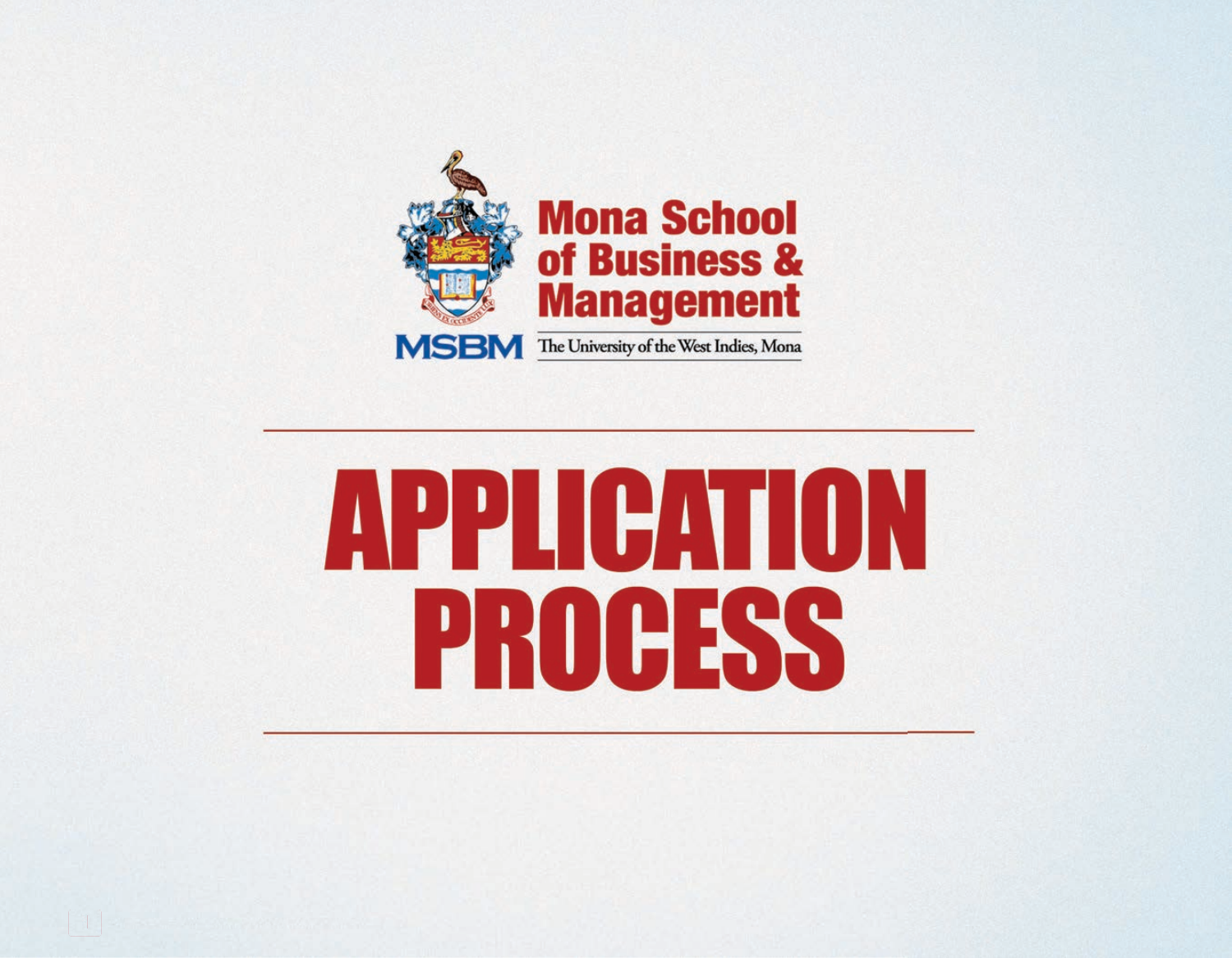Mona School of Business & Management

MSBM The University of the West Indies, Mona

---

# APPLICATION PROCESS

---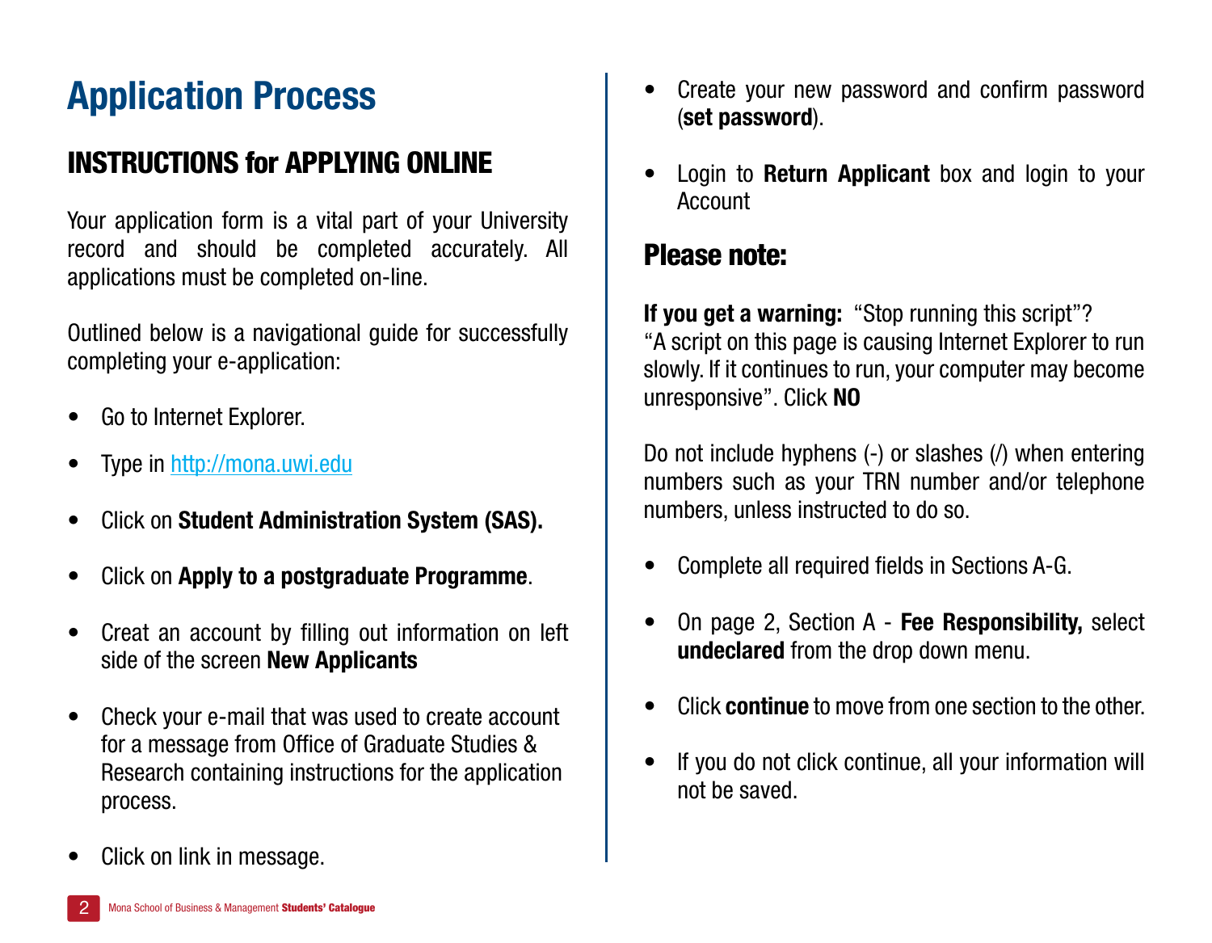# Application Process

## INSTRUCTIONS for APPLYING ONLINE

Your application form is a vital part of your University record and should be completed accurately. All applications must be completed on-line.

Outlined below is a navigational guide for successfully completing your e-application:

- Go to Internet Explorer.
- Type in http://mona.uwi.edu
- Click on **Student Administration System (SAS).**
- Click on **Apply to a postgraduate Programme**.
- Creat an account by filling out information on left side of the screen **New Applicants**
- Check your e-mail that was used to create account for a message from Office of Graduate Studies & Research containing instructions for the application process.
- Click on link in message.
- Create your new password and confirm password (**set password**).
- Login to **Return Applicant** box and login to your Account

### Please note:

**If you get a warning:** "Stop running this script"? "A script on this page is causing Internet Explorer to run slowly. If it continues to run, your computer may become unresponsive". Click **NO**

Do not include hyphens (-) or slashes (/) when entering numbers such as your TRN number and/or telephone numbers, unless instructed to do so.

- Complete all required fields in Sections A-G.
- On page 2, Section A - **Fee Responsibility,** select **undeclared** from the drop down menu.
- Click **continue** to move from one section to the other.
- If you do not click continue, all your information will not be saved.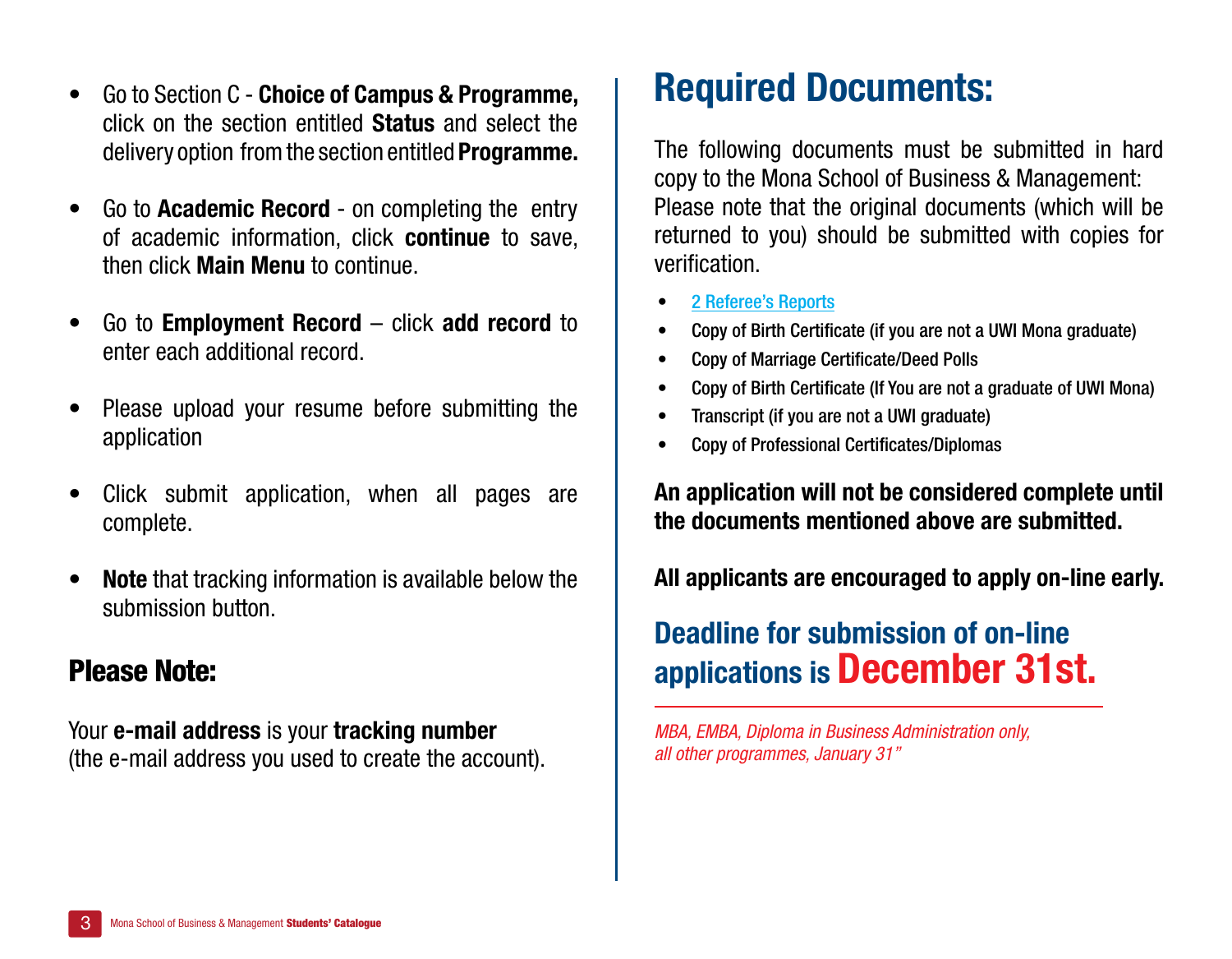- Go to Section C - **Choice of Campus & Programme,** click on the section entitled **Status** and select the delivery option from the section entitled **Programme.**
- Go to **Academic Record** - on completing the entry of academic information, click **continue** to save, then click **Main Menu** to continue.
- Go to **Employment Record** – click **add record** to enter each additional record.
- Please upload your resume before submitting the application
- Click submit application, when all pages are complete.
- **Note** that tracking information is available below the submission button.

## Please Note:

Your **e-mail address** is your **tracking number** (the e-mail address you used to create the account).

# Required Documents:

The following documents must be submitted in hard copy to the Mona School of Business & Management: Please note that the original documents (which will be returned to you) should be submitted with copies for verification.

- 2 Referee's Reports
- Copy of Birth Certificate (if you are not a UWI Mona graduate)
- Copy of Marriage Certificate/Deed Polls
- Copy of Birth Certificate (If You are not a graduate of UWI Mona)
- Transcript (if you are not a UWI graduate)
- Copy of Professional Certificates/Diplomas

**An application will not be considered complete until the documents mentioned above are submitted.**

**All applicants are encouraged to apply on-line early.**

## Deadline for submission of on-line applications is December 31st.

*MBA, EMBA, Diploma in Business Administration only, all other programmes, January 31"*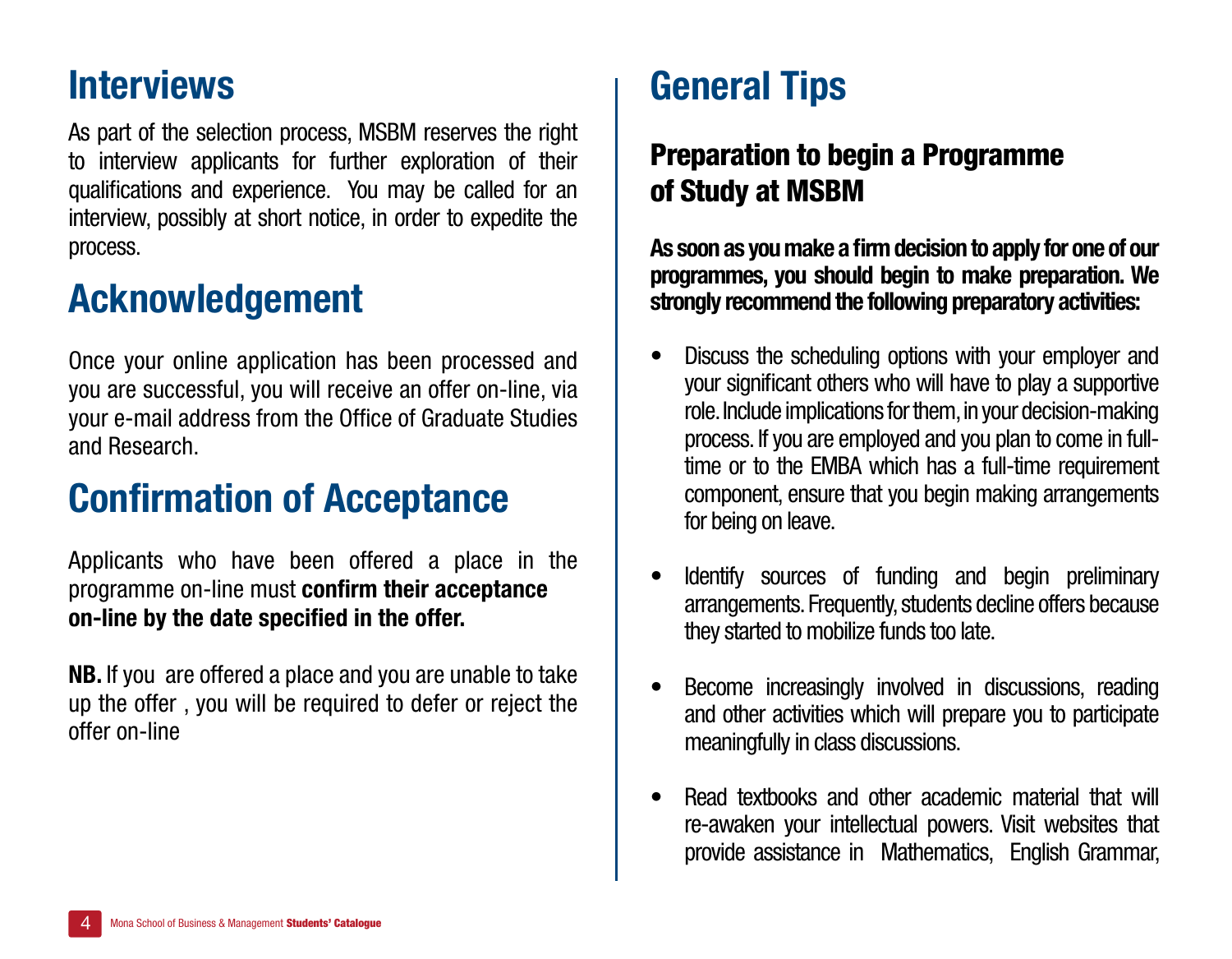# Interviews

As part of the selection process, MSBM reserves the right to interview applicants for further exploration of their qualifications and experience. You may be called for an interview, possibly at short notice, in order to expedite the process.

# Acknowledgement

Once your online application has been processed and you are successful, you will receive an offer on-line, via your e-mail address from the Office of Graduate Studies and Research.

# Confirmation of Acceptance

Applicants who have been offered a place in the programme on-line must **confirm their acceptance on-line by the date specified in the offer.**

**NB.** If you are offered a place and you are unable to take up the offer , you will be required to defer or reject the offer on-line

# General Tips

## Preparation to begin a Programme of Study at MSBM

**As soon as you make a firm decision to apply for one of our programmes, you should begin to make preparation. We strongly recommend the following preparatory activities:**

- Discuss the scheduling options with your employer and your significant others who will have to play a supportive role. Include implications for them, in your decision-making process. If you are employed and you plan to come in full-time or to the EMBA which has a full-time requirement component, ensure that you begin making arrangements for being on leave.
- Identify sources of funding and begin preliminary arrangements. Frequently, students decline offers because they started to mobilize funds too late.
- Become increasingly involved in discussions, reading and other activities which will prepare you to participate meaningfully in class discussions.
- Read textbooks and other academic material that will re-awaken your intellectual powers. Visit websites that provide assistance in Mathematics, English Grammar,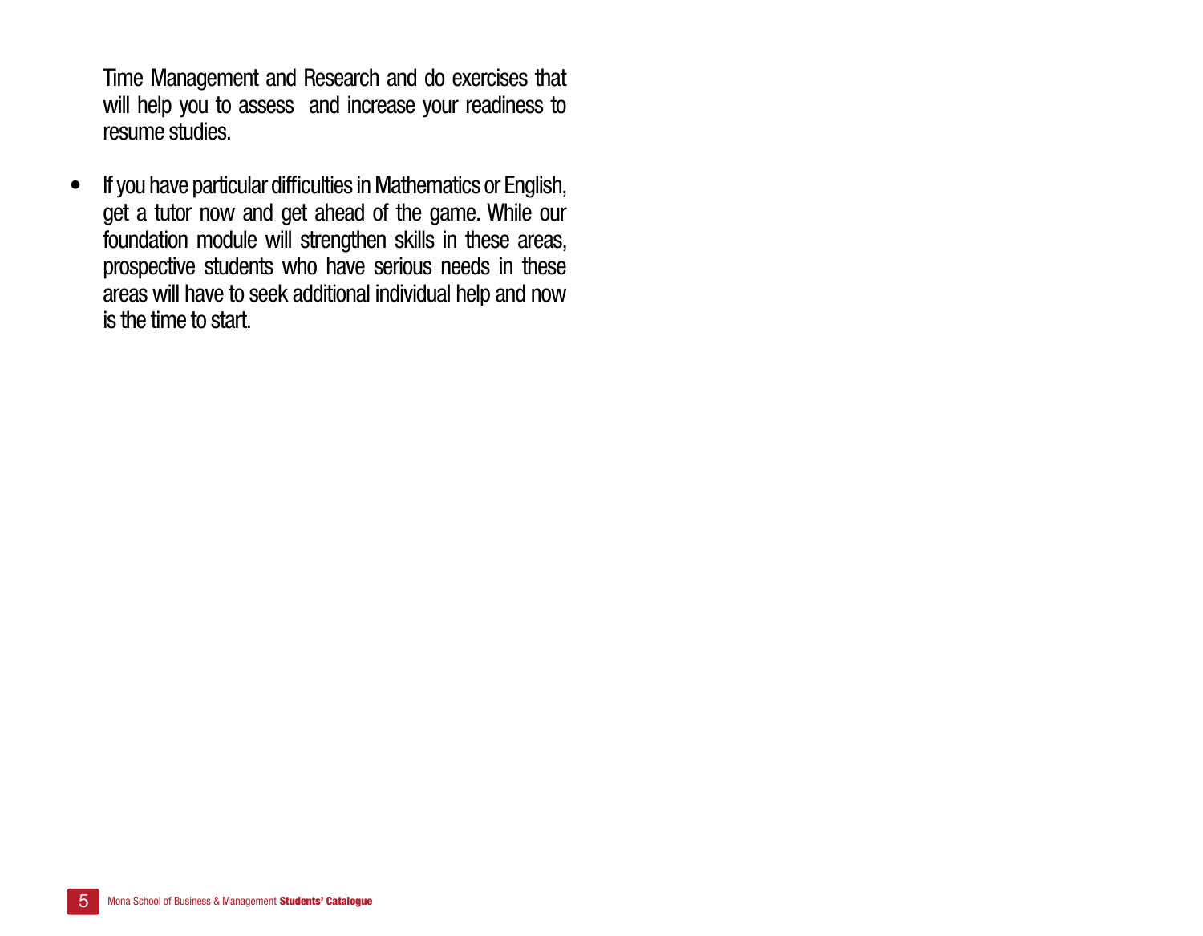Time Management and Research and do exercises that will help you to assess and increase your readiness to resume studies.

- If you have particular difficulties in Mathematics or English, get a tutor now and get ahead of the game. While our foundation module will strengthen skills in these areas, prospective students who have serious needs in these areas will have to seek additional individual help and now is the time to start.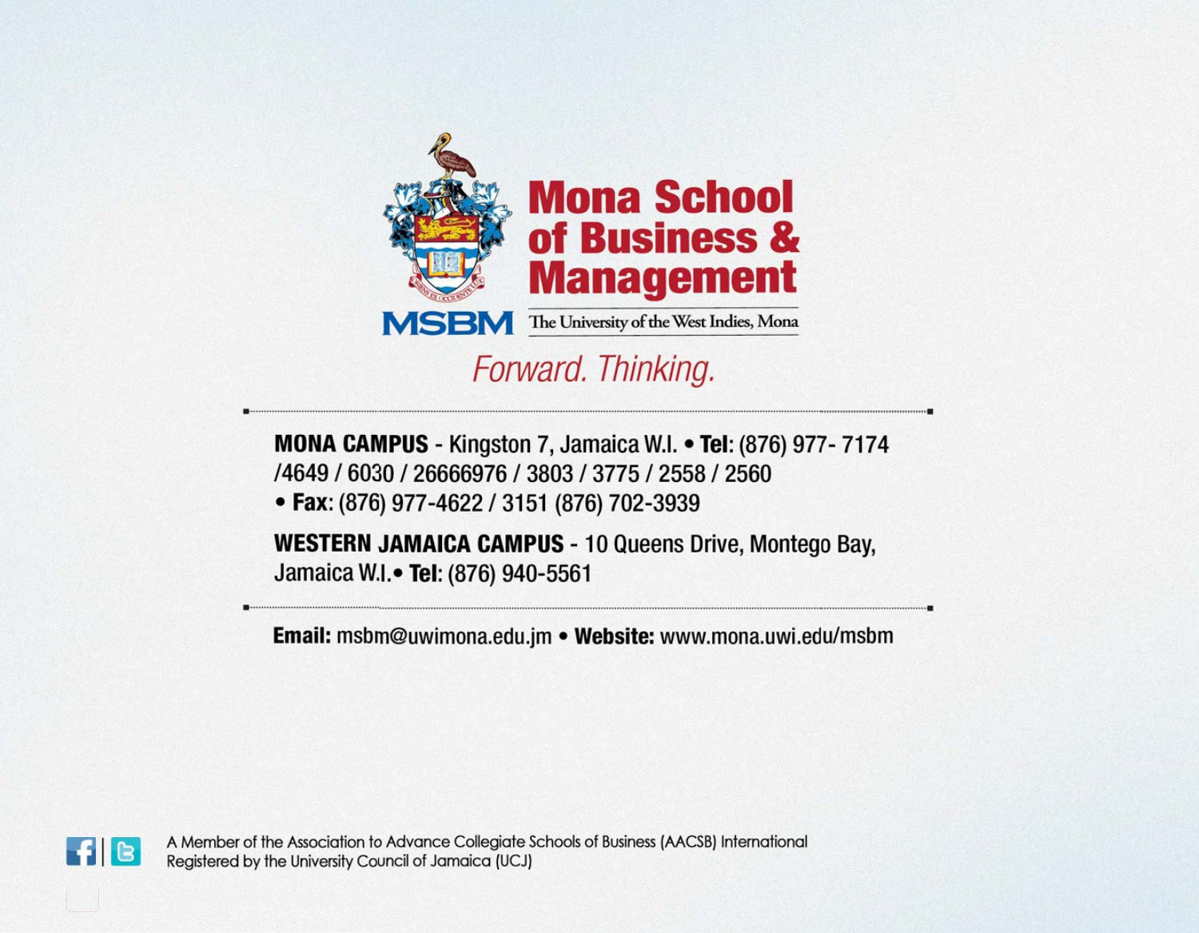# Mona School of Business & Management

**MSBM** The University of the West Indies, Mona

*Forward. Thinking.*

**MONA CAMPUS** - Kingston 7, Jamaica W.I. • **Tel**: (876) 977- 7174 /4649 / 6030 / 26666976 / 3803 / 3775 / 2558 / 2560 • **Fax**: (876) 977-4622 / 3151 (876) 702-3939

**WESTERN JAMAICA CAMPUS** - 10 Queens Drive, Montego Bay, Jamaica W.I.• **Tel**: (876) 940-5561

**Email:** msbm@uwimona.edu.jm • **Website:** www.mona.uwi.edu/msbm

A Member of the Association to Advance Collegiate Schools of Business (AACSB) International
Registered by the University Council of Jamaica (UCJ)